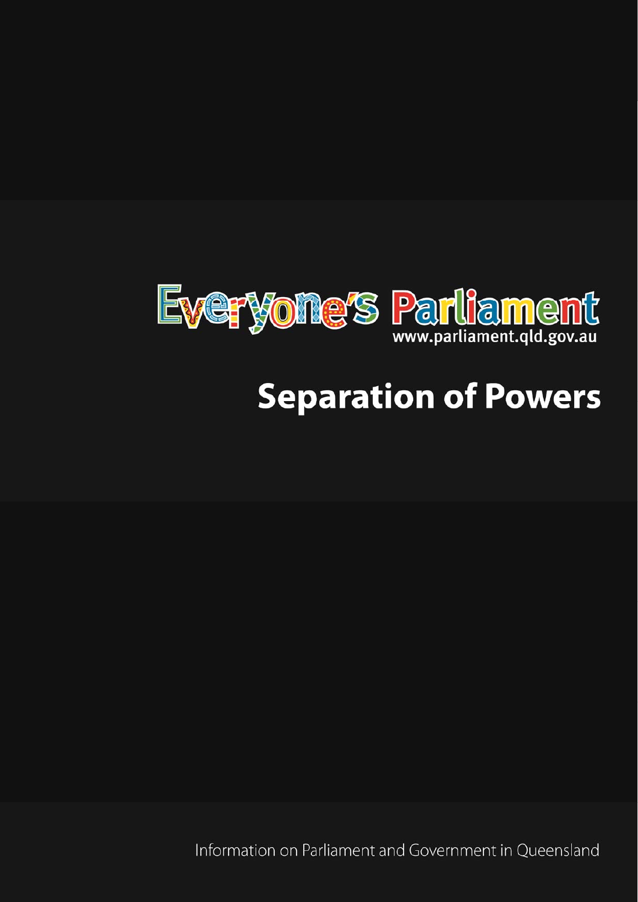Everyone's Parliament
www.parliament.qld.gov.au

# Separation of Powers

Information on Parliament and Government in Queensland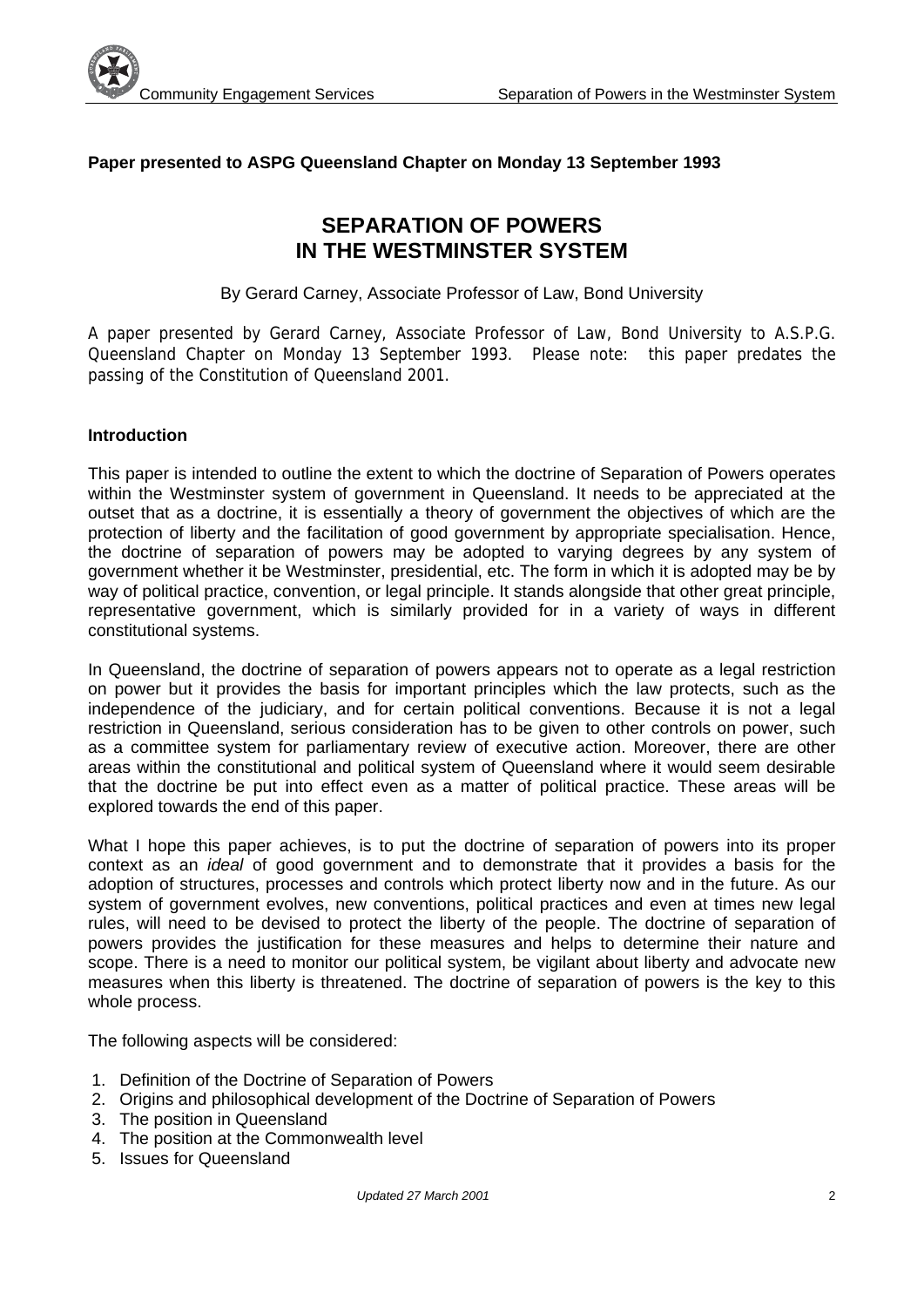**Paper presented to ASPG Queensland Chapter on Monday 13 September 1993**

# SEPARATION OF POWERS IN THE WESTMINSTER SYSTEM

By Gerard Carney, Associate Professor of Law, Bond University

A paper presented by Gerard Carney, Associate Professor of Law, Bond University to A.S.P.G. Queensland Chapter on Monday 13 September 1993. Please note: this paper predates the passing of the Constitution of Queensland 2001.

## Introduction

This paper is intended to outline the extent to which the doctrine of Separation of Powers operates within the Westminster system of government in Queensland. It needs to be appreciated at the outset that as a doctrine, it is essentially a theory of government the objectives of which are the protection of liberty and the facilitation of good government by appropriate specialisation. Hence, the doctrine of separation of powers may be adopted to varying degrees by any system of government whether it be Westminster, presidential, etc. The form in which it is adopted may be by way of political practice, convention, or legal principle. It stands alongside that other great principle, representative government, which is similarly provided for in a variety of ways in different constitutional systems.

In Queensland, the doctrine of separation of powers appears not to operate as a legal restriction on power but it provides the basis for important principles which the law protects, such as the independence of the judiciary, and for certain political conventions. Because it is not a legal restriction in Queensland, serious consideration has to be given to other controls on power, such as a committee system for parliamentary review of executive action. Moreover, there are other areas within the constitutional and political system of Queensland where it would seem desirable that the doctrine be put into effect even as a matter of political practice. These areas will be explored towards the end of this paper.

What I hope this paper achieves, is to put the doctrine of separation of powers into its proper context as an *ideal* of good government and to demonstrate that it provides a basis for the adoption of structures, processes and controls which protect liberty now and in the future. As our system of government evolves, new conventions, political practices and even at times new legal rules, will need to be devised to protect the liberty of the people. The doctrine of separation of powers provides the justification for these measures and helps to determine their nature and scope. There is a need to monitor our political system, be vigilant about liberty and advocate new measures when this liberty is threatened. The doctrine of separation of powers is the key to this whole process.

The following aspects will be considered:

1. Definition of the Doctrine of Separation of Powers
2. Origins and philosophical development of the Doctrine of Separation of Powers
3. The position in Queensland
4. The position at the Commonwealth level
5. Issues for Queensland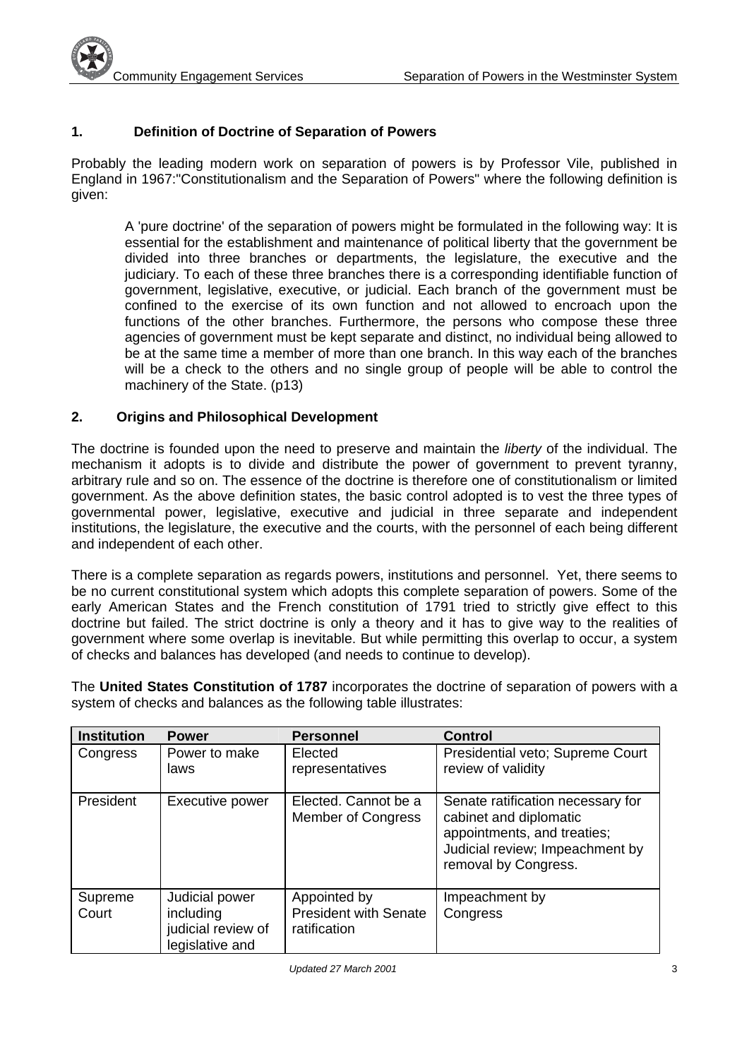## 1. Definition of Doctrine of Separation of Powers

Probably the leading modern work on separation of powers is by Professor Vile, published in England in 1967:"Constitutionalism and the Separation of Powers" where the following definition is given:

> A 'pure doctrine' of the separation of powers might be formulated in the following way: It is essential for the establishment and maintenance of political liberty that the government be divided into three branches or departments, the legislature, the executive and the judiciary. To each of these three branches there is a corresponding identifiable function of government, legislative, executive, or judicial. Each branch of the government must be confined to the exercise of its own function and not allowed to encroach upon the functions of the other branches. Furthermore, the persons who compose these three agencies of government must be kept separate and distinct, no individual being allowed to be at the same time a member of more than one branch. In this way each of the branches will be a check to the others and no single group of people will be able to control the machinery of the State. (p13)

## 2. Origins and Philosophical Development

The doctrine is founded upon the need to preserve and maintain the *liberty* of the individual. The mechanism it adopts is to divide and distribute the power of government to prevent tyranny, arbitrary rule and so on. The essence of the doctrine is therefore one of constitutionalism or limited government. As the above definition states, the basic control adopted is to vest the three types of governmental power, legislative, executive and judicial in three separate and independent institutions, the legislature, the executive and the courts, with the personnel of each being different and independent of each other.

There is a complete separation as regards powers, institutions and personnel. Yet, there seems to be no current constitutional system which adopts this complete separation of powers. Some of the early American States and the French constitution of 1791 tried to strictly give effect to this doctrine but failed. The strict doctrine is only a theory and it has to give way to the realities of government where some overlap is inevitable. But while permitting this overlap to occur, a system of checks and balances has developed (and needs to continue to develop).

The **United States Constitution of 1787** incorporates the doctrine of separation of powers with a system of checks and balances as the following table illustrates:

| Institution | Power | Personnel | Control |
|---|---|---|---|
| Congress | Power to make laws | Elected representatives | Presidential veto; Supreme Court review of validity |
| President | Executive power | Elected. Cannot be a Member of Congress | Senate ratification necessary for cabinet and diplomatic appointments, and treaties; Judicial review; Impeachment by removal by Congress. |
| Supreme Court | Judicial power including judicial review of legislative and | Appointed by President with Senate ratification | Impeachment by Congress |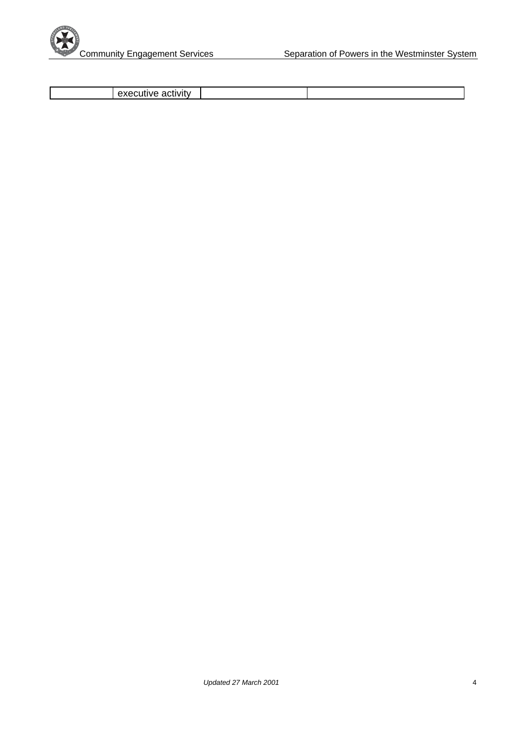|  | executive activity |  |  |
|---|---|---|---|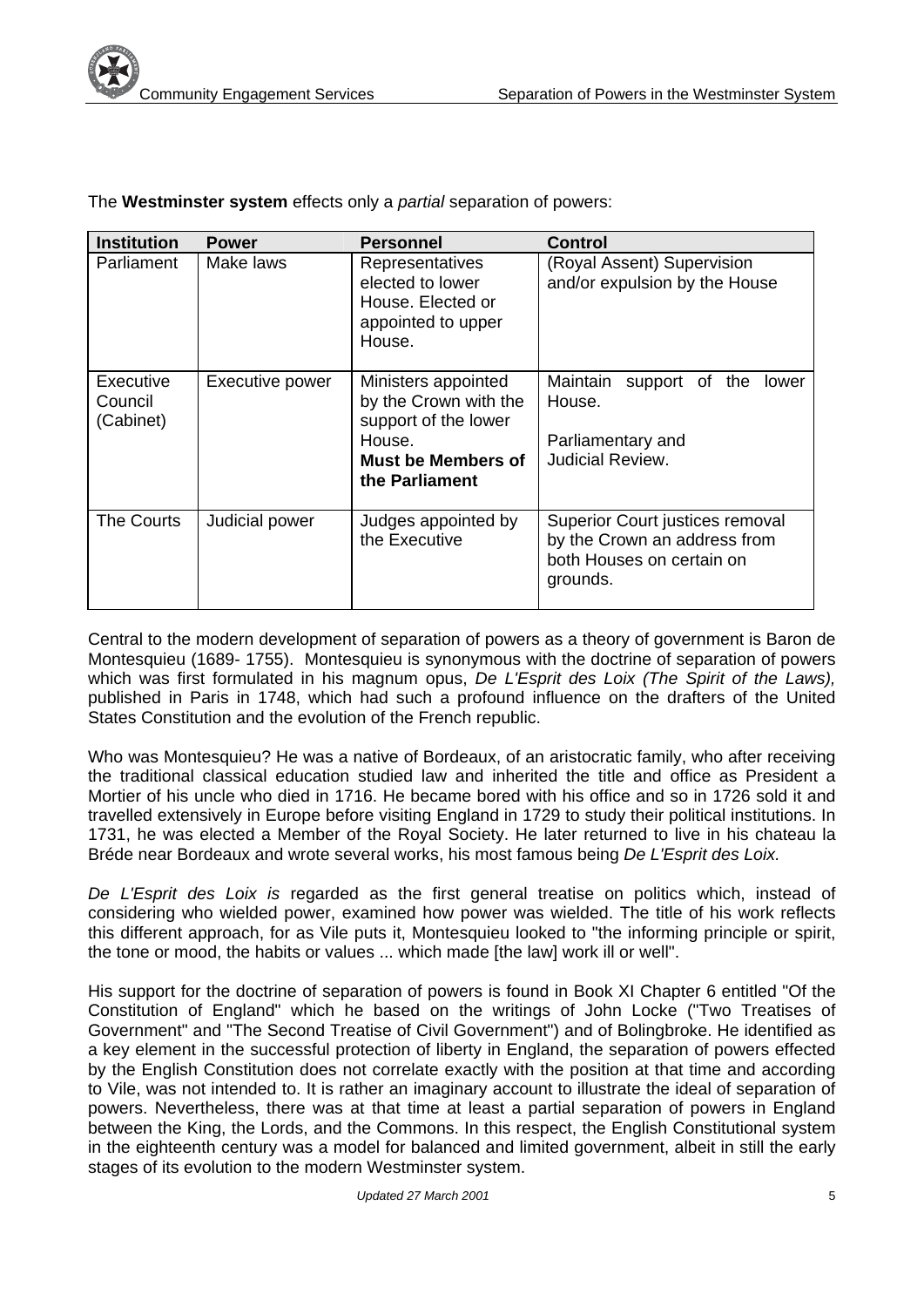The **Westminster system** effects only a *partial* separation of powers:

| Institution | Power | Personnel | Control |
|---|---|---|---|
| Parliament | Make laws | Representatives elected to lower House. Elected or appointed to upper House. | (Royal Assent) Supervision and/or expulsion by the House |
| Executive Council (Cabinet) | Executive power | Ministers appointed by the Crown with the support of the lower House. **Must be Members of the Parliament** | Maintain support of the lower House.<br><br>Parliamentary and Judicial Review. |
| The Courts | Judicial power | Judges appointed by the Executive | Superior Court justices removal by the Crown an address from both Houses on certain on grounds. |

Central to the modern development of separation of powers as a theory of government is Baron de Montesquieu (1689- 1755). Montesquieu is synonymous with the doctrine of separation of powers which was first formulated in his magnum opus, *De L'Esprit des Loix (The Spirit of the Laws),* published in Paris in 1748, which had such a profound influence on the drafters of the United States Constitution and the evolution of the French republic.

Who was Montesquieu? He was a native of Bordeaux, of an aristocratic family, who after receiving the traditional classical education studied law and inherited the title and office as President a Mortier of his uncle who died in 1716. He became bored with his office and so in 1726 sold it and travelled extensively in Europe before visiting England in 1729 to study their political institutions. In 1731, he was elected a Member of the Royal Society. He later returned to live in his chateau la Bréde near Bordeaux and wrote several works, his most famous being *De L'Esprit des Loix.*

*De L'Esprit des Loix is* regarded as the first general treatise on politics which, instead of considering who wielded power, examined how power was wielded. The title of his work reflects this different approach, for as Vile puts it, Montesquieu looked to "the informing principle or spirit, the tone or mood, the habits or values ... which made [the law] work ill or well".

His support for the doctrine of separation of powers is found in Book XI Chapter 6 entitled "Of the Constitution of England" which he based on the writings of John Locke ("Two Treatises of Government" and "The Second Treatise of Civil Government") and of Bolingbroke. He identified as a key element in the successful protection of liberty in England, the separation of powers effected by the English Constitution does not correlate exactly with the position at that time and according to Vile, was not intended to. It is rather an imaginary account to illustrate the ideal of separation of powers. Nevertheless, there was at that time at least a partial separation of powers in England between the King, the Lords, and the Commons. In this respect, the English Constitutional system in the eighteenth century was a model for balanced and limited government, albeit in still the early stages of its evolution to the modern Westminster system.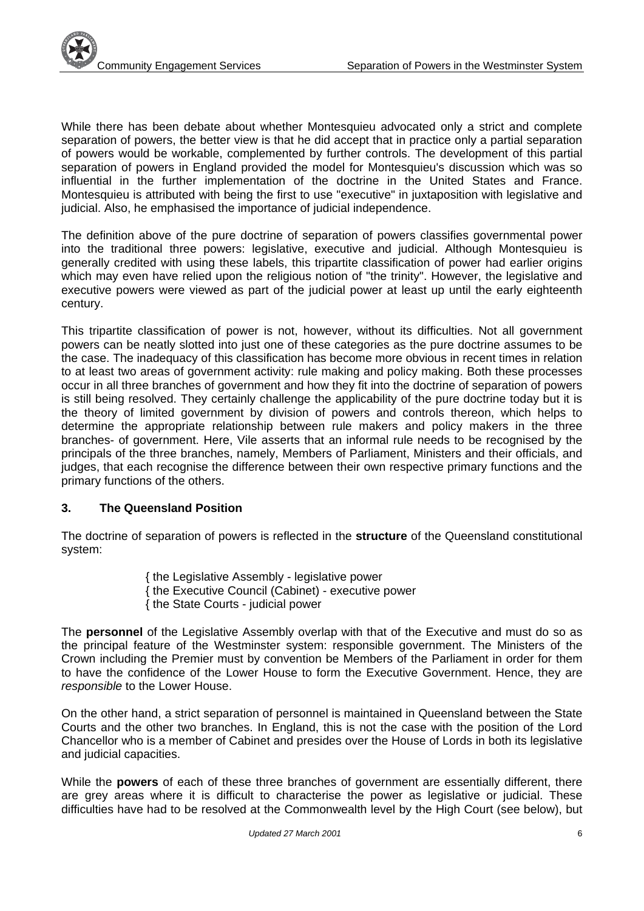While there has been debate about whether Montesquieu advocated only a strict and complete separation of powers, the better view is that he did accept that in practice only a partial separation of powers would be workable, complemented by further controls. The development of this partial separation of powers in England provided the model for Montesquieu's discussion which was so influential in the further implementation of the doctrine in the United States and France. Montesquieu is attributed with being the first to use "executive" in juxtaposition with legislative and judicial. Also, he emphasised the importance of judicial independence.

The definition above of the pure doctrine of separation of powers classifies governmental power into the traditional three powers: legislative, executive and judicial. Although Montesquieu is generally credited with using these labels, this tripartite classification of power had earlier origins which may even have relied upon the religious notion of "the trinity". However, the legislative and executive powers were viewed as part of the judicial power at least up until the early eighteenth century.

This tripartite classification of power is not, however, without its difficulties. Not all government powers can be neatly slotted into just one of these categories as the pure doctrine assumes to be the case. The inadequacy of this classification has become more obvious in recent times in relation to at least two areas of government activity: rule making and policy making. Both these processes occur in all three branches of government and how they fit into the doctrine of separation of powers is still being resolved. They certainly challenge the applicability of the pure doctrine today but it is the theory of limited government by division of powers and controls thereon, which helps to determine the appropriate relationship between rule makers and policy makers in the three branches- of government. Here, Vile asserts that an informal rule needs to be recognised by the principals of the three branches, namely, Members of Parliament, Ministers and their officials, and judges, that each recognise the difference between their own respective primary functions and the primary functions of the others.

## 3. The Queensland Position

The doctrine of separation of powers is reflected in the **structure** of the Queensland constitutional system:

- the Legislative Assembly - legislative power
- the Executive Council (Cabinet) - executive power
- the State Courts - judicial power

The **personnel** of the Legislative Assembly overlap with that of the Executive and must do so as the principal feature of the Westminster system: responsible government. The Ministers of the Crown including the Premier must by convention be Members of the Parliament in order for them to have the confidence of the Lower House to form the Executive Government. Hence, they are *responsible* to the Lower House.

On the other hand, a strict separation of personnel is maintained in Queensland between the State Courts and the other two branches. In England, this is not the case with the position of the Lord Chancellor who is a member of Cabinet and presides over the House of Lords in both its legislative and judicial capacities.

While the **powers** of each of these three branches of government are essentially different, there are grey areas where it is difficult to characterise the power as legislative or judicial. These difficulties have had to be resolved at the Commonwealth level by the High Court (see below), but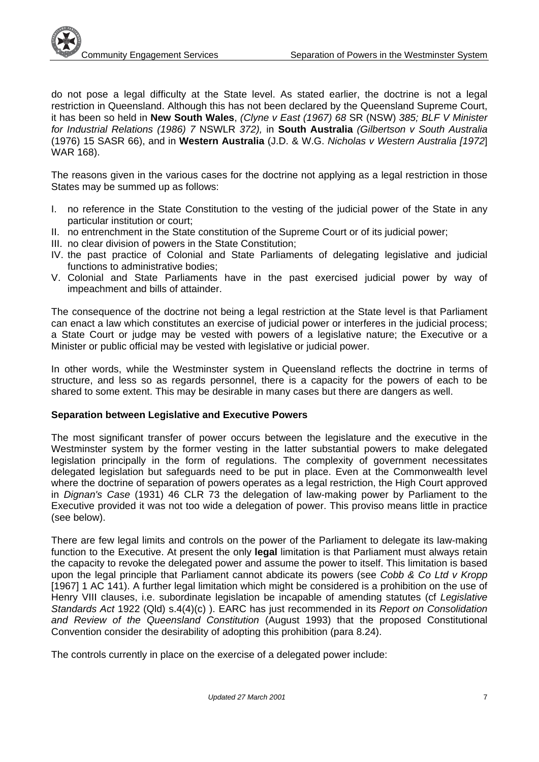do not pose a legal difficulty at the State level. As stated earlier, the doctrine is not a legal restriction in Queensland. Although this has not been declared by the Queensland Supreme Court, it has been so held in **New South Wales**, *(Clyne v East (1967) 68* SR (NSW) *385; BLF V Minister for Industrial Relations (1986) 7* NSWLR *372),* in **South Australia** *(Gilbertson v South Australia* (1976) 15 SASR 66), and in **Western Australia** (J.D. & W.G. *Nicholas v Western Australia [1972*] WAR 168).

The reasons given in the various cases for the doctrine not applying as a legal restriction in those States may be summed up as follows:

I. no reference in the State Constitution to the vesting of the judicial power of the State in any particular institution or court;
II. no entrenchment in the State constitution of the Supreme Court or of its judicial power;
III. no clear division of powers in the State Constitution;
IV. the past practice of Colonial and State Parliaments of delegating legislative and judicial functions to administrative bodies;
V. Colonial and State Parliaments have in the past exercised judicial power by way of impeachment and bills of attainder.

The consequence of the doctrine not being a legal restriction at the State level is that Parliament can enact a law which constitutes an exercise of judicial power or interferes in the judicial process; a State Court or judge may be vested with powers of a legislative nature; the Executive or a Minister or public official may be vested with legislative or judicial power.

In other words, while the Westminster system in Queensland reflects the doctrine in terms of structure, and less so as regards personnel, there is a capacity for the powers of each to be shared to some extent. This may be desirable in many cases but there are dangers as well.

**Separation between Legislative and Executive Powers**

The most significant transfer of power occurs between the legislature and the executive in the Westminster system by the former vesting in the latter substantial powers to make delegated legislation principally in the form of regulations. The complexity of government necessitates delegated legislation but safeguards need to be put in place. Even at the Commonwealth level where the doctrine of separation of powers operates as a legal restriction, the High Court approved in *Dignan's Case* (1931) 46 CLR 73 the delegation of law-making power by Parliament to the Executive provided it was not too wide a delegation of power. This proviso means little in practice (see below).

There are few legal limits and controls on the power of the Parliament to delegate its law-making function to the Executive. At present the only **legal** limitation is that Parliament must always retain the capacity to revoke the delegated power and assume the power to itself. This limitation is based upon the legal principle that Parliament cannot abdicate its powers (see *Cobb & Co Ltd v Kropp* [1967] 1 AC 141). A further legal limitation which might be considered is a prohibition on the use of Henry VIII clauses, i.e. subordinate legislation be incapable of amending statutes (cf *Legislative Standards Act* 1922 (Qld) s.4(4)(c) ). EARC has just recommended in its *Report on Consolidation and Review of the Queensland Constitution* (August 1993) that the proposed Constitutional Convention consider the desirability of adopting this prohibition (para 8.24).

The controls currently in place on the exercise of a delegated power include: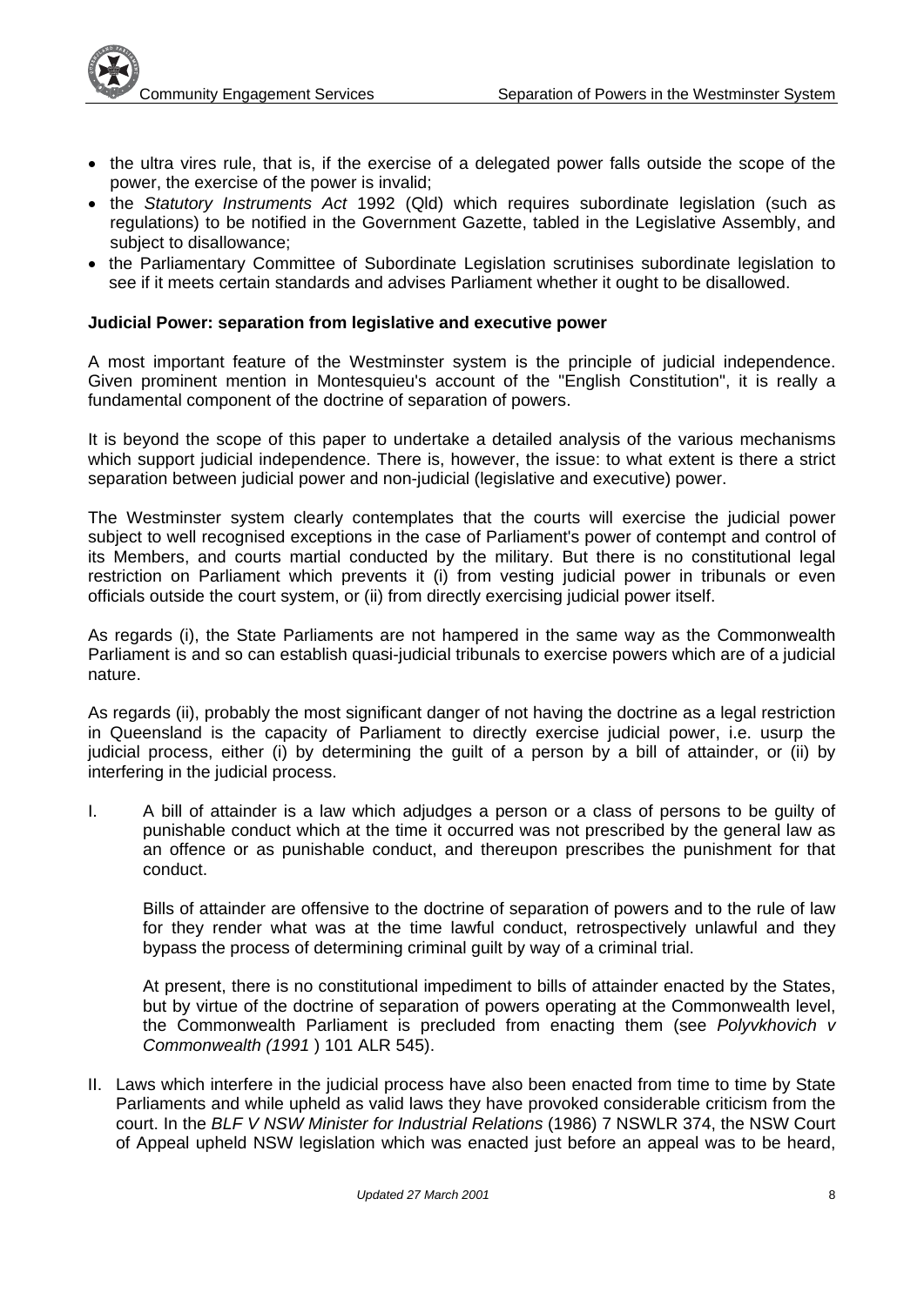- the ultra vires rule, that is, if the exercise of a delegated power falls outside the scope of the power, the exercise of the power is invalid;
- the *Statutory Instruments Act* 1992 (Qld) which requires subordinate legislation (such as regulations) to be notified in the Government Gazette, tabled in the Legislative Assembly, and subject to disallowance;
- the Parliamentary Committee of Subordinate Legislation scrutinises subordinate legislation to see if it meets certain standards and advises Parliament whether it ought to be disallowed.

**Judicial Power: separation from legislative and executive power**

A most important feature of the Westminster system is the principle of judicial independence. Given prominent mention in Montesquieu's account of the "English Constitution", it is really a fundamental component of the doctrine of separation of powers.

It is beyond the scope of this paper to undertake a detailed analysis of the various mechanisms which support judicial independence. There is, however, the issue: to what extent is there a strict separation between judicial power and non-judicial (legislative and executive) power.

The Westminster system clearly contemplates that the courts will exercise the judicial power subject to well recognised exceptions in the case of Parliament's power of contempt and control of its Members, and courts martial conducted by the military. But there is no constitutional legal restriction on Parliament which prevents it (i) from vesting judicial power in tribunals or even officials outside the court system, or (ii) from directly exercising judicial power itself.

As regards (i), the State Parliaments are not hampered in the same way as the Commonwealth Parliament is and so can establish quasi-judicial tribunals to exercise powers which are of a judicial nature.

As regards (ii), probably the most significant danger of not having the doctrine as a legal restriction in Queensland is the capacity of Parliament to directly exercise judicial power, i.e. usurp the judicial process, either (i) by determining the guilt of a person by a bill of attainder, or (ii) by interfering in the judicial process.

I. A bill of attainder is a law which adjudges a person or a class of persons to be guilty of punishable conduct which at the time it occurred was not prescribed by the general law as an offence or as punishable conduct, and thereupon prescribes the punishment for that conduct.

   Bills of attainder are offensive to the doctrine of separation of powers and to the rule of law for they render what was at the time lawful conduct, retrospectively unlawful and they bypass the process of determining criminal guilt by way of a criminal trial.

   At present, there is no constitutional impediment to bills of attainder enacted by the States, but by virtue of the doctrine of separation of powers operating at the Commonwealth level, the Commonwealth Parliament is precluded from enacting them (see *Polyvkhovich v Commonwealth (1991* ) 101 ALR 545).

II. Laws which interfere in the judicial process have also been enacted from time to time by State Parliaments and while upheld as valid laws they have provoked considerable criticism from the court. In the *BLF V NSW Minister for Industrial Relations* (1986) 7 NSWLR 374, the NSW Court of Appeal upheld NSW legislation which was enacted just before an appeal was to be heard,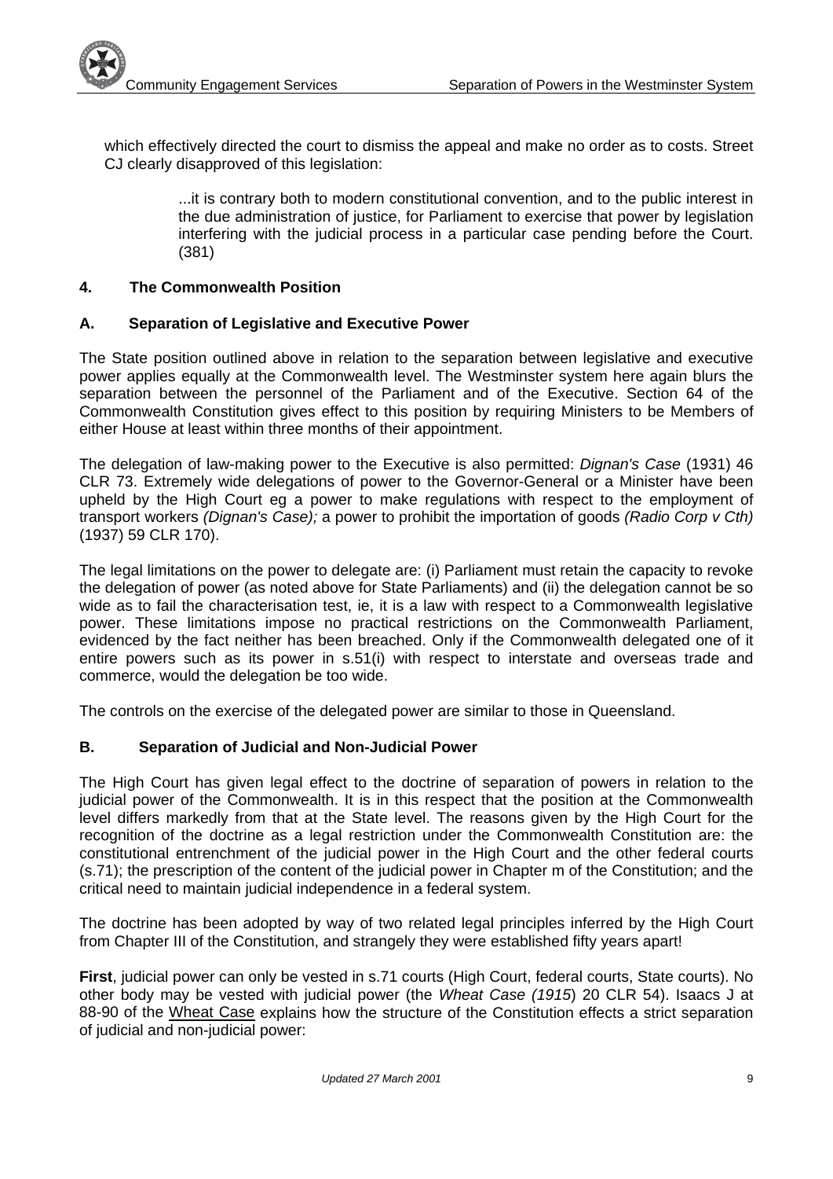which effectively directed the court to dismiss the appeal and make no order as to costs. Street CJ clearly disapproved of this legislation:

> ...it is contrary both to modern constitutional convention, and to the public interest in the due administration of justice, for Parliament to exercise that power by legislation interfering with the judicial process in a particular case pending before the Court. (381)

## 4. The Commonwealth Position

### A. Separation of Legislative and Executive Power

The State position outlined above in relation to the separation between legislative and executive power applies equally at the Commonwealth level. The Westminster system here again blurs the separation between the personnel of the Parliament and of the Executive. Section 64 of the Commonwealth Constitution gives effect to this position by requiring Ministers to be Members of either House at least within three months of their appointment.

The delegation of law-making power to the Executive is also permitted: *Dignan's Case* (1931) 46 CLR 73. Extremely wide delegations of power to the Governor-General or a Minister have been upheld by the High Court eg a power to make regulations with respect to the employment of transport workers *(Dignan's Case);* a power to prohibit the importation of goods *(Radio Corp v Cth)* (1937) 59 CLR 170).

The legal limitations on the power to delegate are: (i) Parliament must retain the capacity to revoke the delegation of power (as noted above for State Parliaments) and (ii) the delegation cannot be so wide as to fail the characterisation test, ie, it is a law with respect to a Commonwealth legislative power. These limitations impose no practical restrictions on the Commonwealth Parliament, evidenced by the fact neither has been breached. Only if the Commonwealth delegated one of it entire powers such as its power in s.51(i) with respect to interstate and overseas trade and commerce, would the delegation be too wide.

The controls on the exercise of the delegated power are similar to those in Queensland.

### B. Separation of Judicial and Non-Judicial Power

The High Court has given legal effect to the doctrine of separation of powers in relation to the judicial power of the Commonwealth. It is in this respect that the position at the Commonwealth level differs markedly from that at the State level. The reasons given by the High Court for the recognition of the doctrine as a legal restriction under the Commonwealth Constitution are: the constitutional entrenchment of the judicial power in the High Court and the other federal courts (s.71); the prescription of the content of the judicial power in Chapter m of the Constitution; and the critical need to maintain judicial independence in a federal system.

The doctrine has been adopted by way of two related legal principles inferred by the High Court from Chapter III of the Constitution, and strangely they were established fifty years apart!

**First**, judicial power can only be vested in s.71 courts (High Court, federal courts, State courts). No other body may be vested with judicial power (the *Wheat Case (1915*) 20 CLR 54). Isaacs J at 88-90 of the Wheat Case explains how the structure of the Constitution effects a strict separation of judicial and non-judicial power: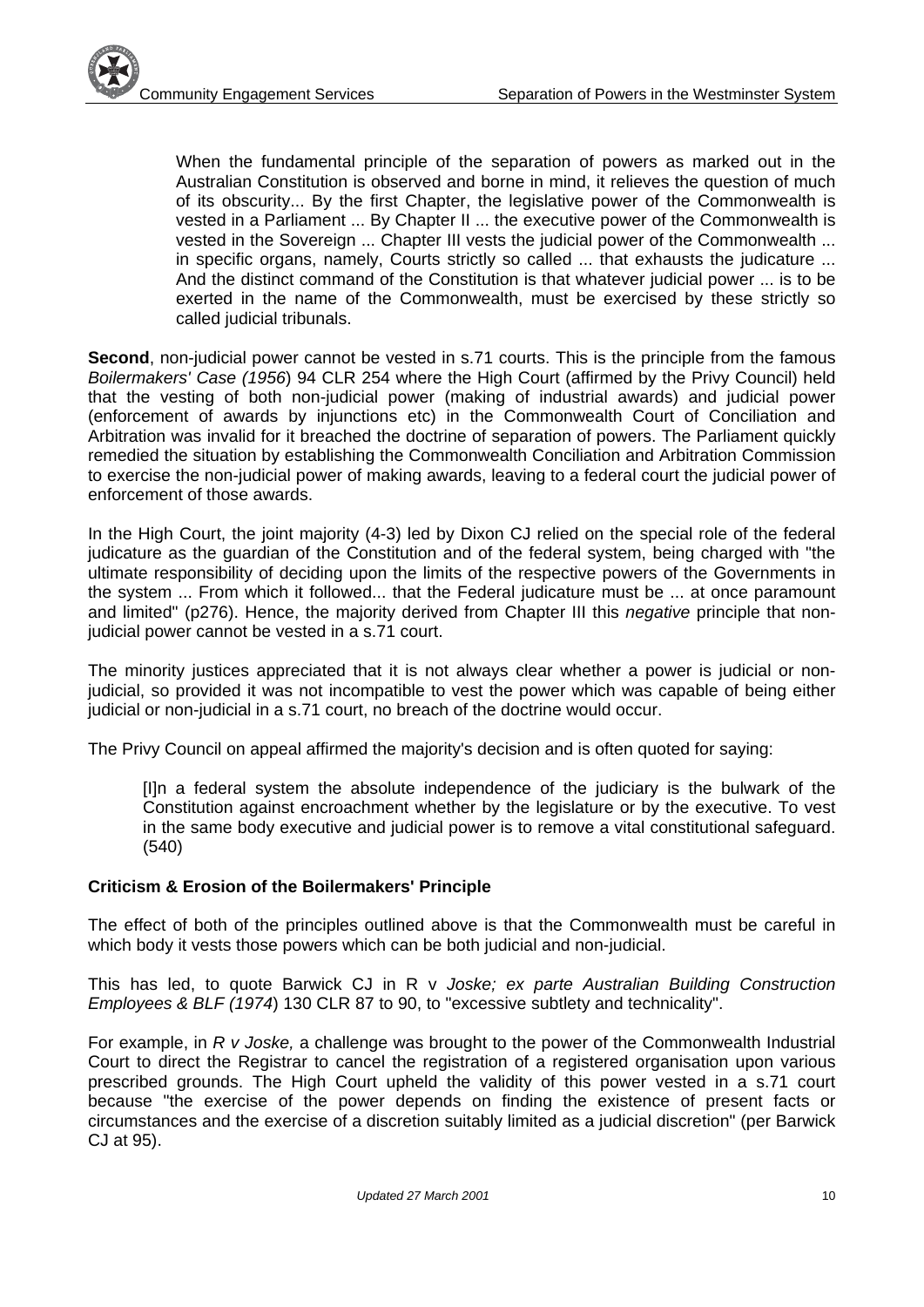> When the fundamental principle of the separation of powers as marked out in the Australian Constitution is observed and borne in mind, it relieves the question of much of its obscurity... By the first Chapter, the legislative power of the Commonwealth is vested in a Parliament ... By Chapter II ... the executive power of the Commonwealth is vested in the Sovereign ... Chapter III vests the judicial power of the Commonwealth ... in specific organs, namely, Courts strictly so called ... that exhausts the judicature ... And the distinct command of the Constitution is that whatever judicial power ... is to be exerted in the name of the Commonwealth, must be exercised by these strictly so called judicial tribunals.

**Second**, non-judicial power cannot be vested in s.71 courts. This is the principle from the famous *Boilermakers' Case (1956*) 94 CLR 254 where the High Court (affirmed by the Privy Council) held that the vesting of both non-judicial power (making of industrial awards) and judicial power (enforcement of awards by injunctions etc) in the Commonwealth Court of Conciliation and Arbitration was invalid for it breached the doctrine of separation of powers. The Parliament quickly remedied the situation by establishing the Commonwealth Conciliation and Arbitration Commission to exercise the non-judicial power of making awards, leaving to a federal court the judicial power of enforcement of those awards.

In the High Court, the joint majority (4-3) led by Dixon CJ relied on the special role of the federal judicature as the guardian of the Constitution and of the federal system, being charged with "the ultimate responsibility of deciding upon the limits of the respective powers of the Governments in the system ... From which it followed... that the Federal judicature must be ... at once paramount and limited" (p276). Hence, the majority derived from Chapter III this *negative* principle that non-judicial power cannot be vested in a s.71 court.

The minority justices appreciated that it is not always clear whether a power is judicial or non-judicial, so provided it was not incompatible to vest the power which was capable of being either judicial or non-judicial in a s.71 court, no breach of the doctrine would occur.

The Privy Council on appeal affirmed the majority's decision and is often quoted for saying:

> [I]n a federal system the absolute independence of the judiciary is the bulwark of the Constitution against encroachment whether by the legislature or by the executive. To vest in the same body executive and judicial power is to remove a vital constitutional safeguard. (540)

**Criticism & Erosion of the Boilermakers' Principle**

The effect of both of the principles outlined above is that the Commonwealth must be careful in which body it vests those powers which can be both judicial and non-judicial.

This has led, to quote Barwick CJ in R v *Joske; ex parte Australian Building Construction Employees & BLF (1974*) 130 CLR 87 to 90, to "excessive subtlety and technicality".

For example, in *R v Joske,* a challenge was brought to the power of the Commonwealth Industrial Court to direct the Registrar to cancel the registration of a registered organisation upon various prescribed grounds. The High Court upheld the validity of this power vested in a s.71 court because "the exercise of the power depends on finding the existence of present facts or circumstances and the exercise of a discretion suitably limited as a judicial discretion" (per Barwick CJ at 95).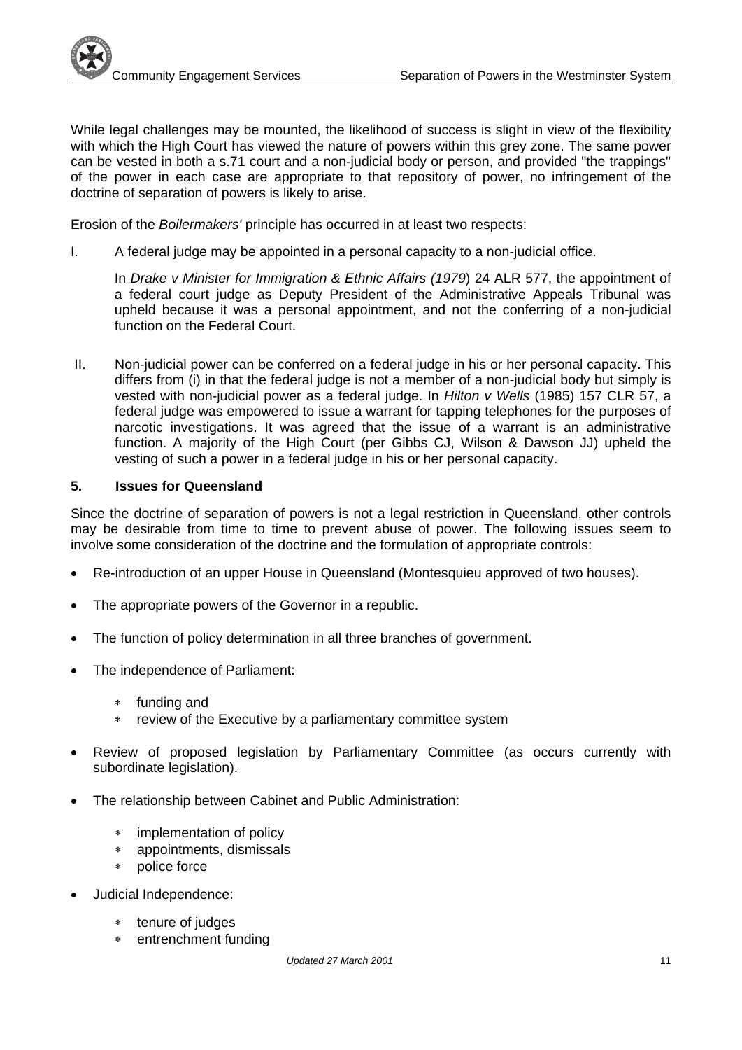While legal challenges may be mounted, the likelihood of success is slight in view of the flexibility with which the High Court has viewed the nature of powers within this grey zone. The same power can be vested in both a s.71 court and a non-judicial body or person, and provided "the trappings" of the power in each case are appropriate to that repository of power, no infringement of the doctrine of separation of powers is likely to arise.

Erosion of the *Boilermakers'* principle has occurred in at least two respects:

I. A federal judge may be appointed in a personal capacity to a non-judicial office.

   In *Drake v Minister for Immigration & Ethnic Affairs (1979*) 24 ALR 577, the appointment of a federal court judge as Deputy President of the Administrative Appeals Tribunal was upheld because it was a personal appointment, and not the conferring of a non-judicial function on the Federal Court.

II. Non-judicial power can be conferred on a federal judge in his or her personal capacity. This differs from (i) in that the federal judge is not a member of a non-judicial body but simply is vested with non-judicial power as a federal judge. In *Hilton v Wells* (1985) 157 CLR 57, a federal judge was empowered to issue a warrant for tapping telephones for the purposes of narcotic investigations. It was agreed that the issue of a warrant is an administrative function. A majority of the High Court (per Gibbs CJ, Wilson & Dawson JJ) upheld the vesting of such a power in a federal judge in his or her personal capacity.

## 5. Issues for Queensland

Since the doctrine of separation of powers is not a legal restriction in Queensland, other controls may be desirable from time to time to prevent abuse of power. The following issues seem to involve some consideration of the doctrine and the formulation of appropriate controls:

- Re-introduction of an upper House in Queensland (Montesquieu approved of two houses).
- The appropriate powers of the Governor in a republic.
- The function of policy determination in all three branches of government.
- The independence of Parliament:
  - funding and
  - review of the Executive by a parliamentary committee system
- Review of proposed legislation by Parliamentary Committee (as occurs currently with subordinate legislation).
- The relationship between Cabinet and Public Administration:
  - implementation of policy
  - appointments, dismissals
  - police force
- Judicial Independence:
  - tenure of judges
  - entrenchment funding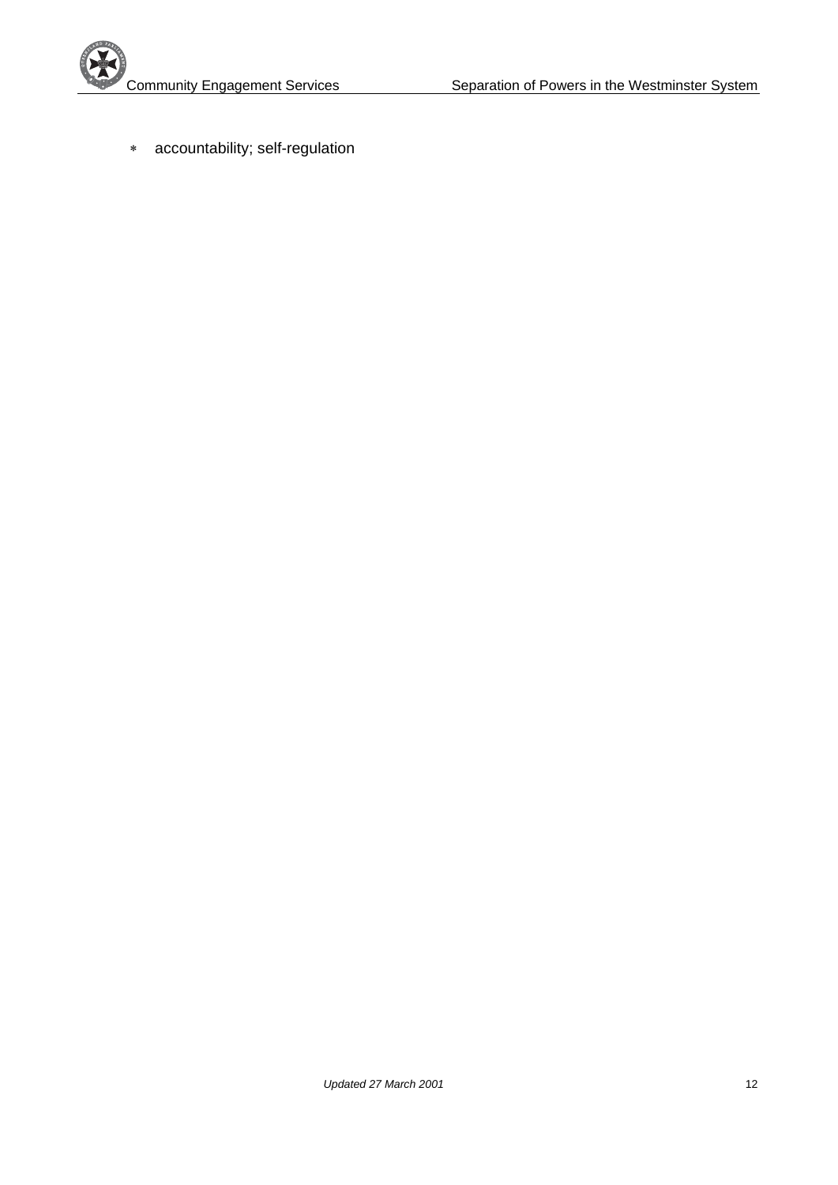* accountability; self-regulation